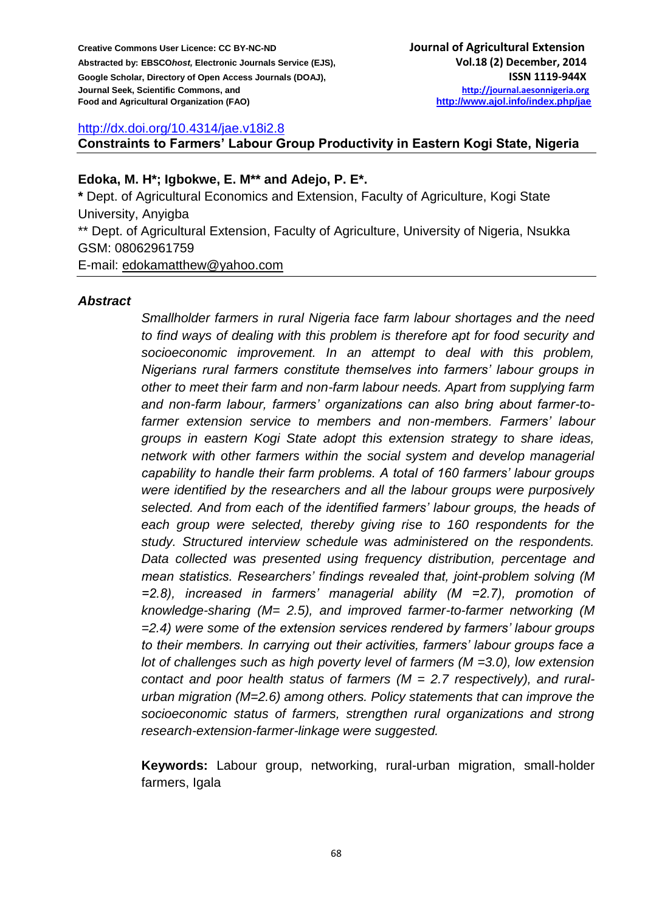http://dx.doi.org/10.4314/jae.v18i2.8

# Constraints to Farmers' Labour Group Productivity in Eastern Kogi State, Nigeria

**Edoka, M. H*; Igbokwe, E. M** and Adejo, P. E*.**

**\*** Dept. of Agricultural Economics and Extension, Faculty of Agriculture, Kogi State University, Anyigba

** Dept. of Agricultural Extension, Faculty of Agriculture, University of Nigeria, Nsukka

GSM: 08062961759

E-mail: edokamatthew@yahoo.com

## *Abstract*

*Smallholder farmers in rural Nigeria face farm labour shortages and the need to find ways of dealing with this problem is therefore apt for food security and socioeconomic improvement. In an attempt to deal with this problem, Nigerians rural farmers constitute themselves into farmers' labour groups in other to meet their farm and non-farm labour needs. Apart from supplying farm and non-farm labour, farmers' organizations can also bring about farmer-to-farmer extension service to members and non-members. Farmers' labour groups in eastern Kogi State adopt this extension strategy to share ideas, network with other farmers within the social system and develop managerial capability to handle their farm problems. A total of 160 farmers' labour groups were identified by the researchers and all the labour groups were purposively selected. And from each of the identified farmers' labour groups, the heads of each group were selected, thereby giving rise to 160 respondents for the study. Structured interview schedule was administered on the respondents. Data collected was presented using frequency distribution, percentage and mean statistics. Researchers' findings revealed that, joint-problem solving (M =2.8), increased in farmers' managerial ability (M =2.7), promotion of knowledge-sharing (M= 2.5), and improved farmer-to-farmer networking (M =2.4) were some of the extension services rendered by farmers' labour groups to their members. In carrying out their activities, farmers' labour groups face a lot of challenges such as high poverty level of farmers (M =3.0), low extension contact and poor health status of farmers (M = 2.7 respectively), and rural-urban migration (M=2.6) among others. Policy statements that can improve the socioeconomic status of farmers, strengthen rural organizations and strong research-extension-farmer-linkage were suggested.*

**Keywords:** Labour group, networking, rural-urban migration, small-holder farmers, Igala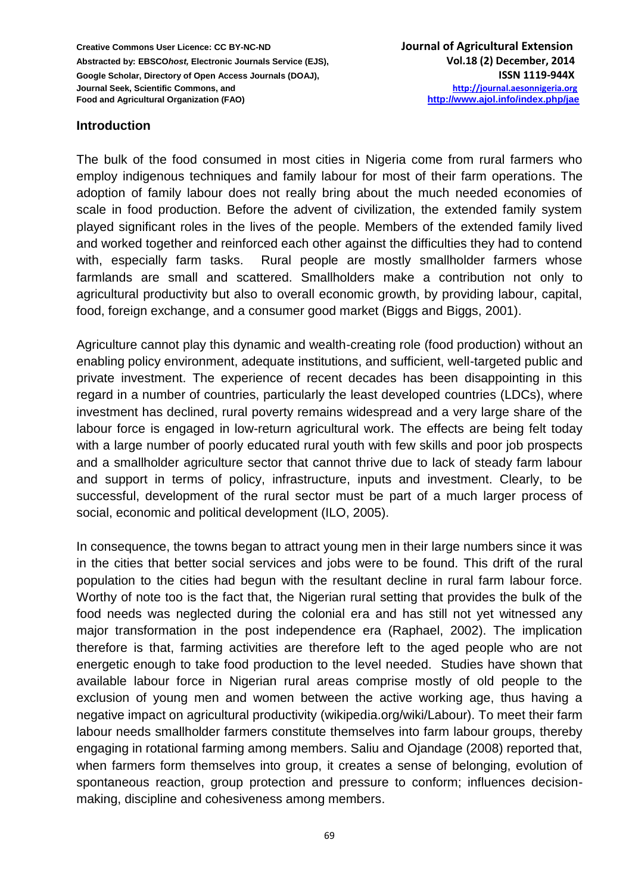## Introduction

The bulk of the food consumed in most cities in Nigeria come from rural farmers who employ indigenous techniques and family labour for most of their farm operations. The adoption of family labour does not really bring about the much needed economies of scale in food production. Before the advent of civilization, the extended family system played significant roles in the lives of the people. Members of the extended family lived and worked together and reinforced each other against the difficulties they had to contend with, especially farm tasks. Rural people are mostly smallholder farmers whose farmlands are small and scattered. Smallholders make a contribution not only to agricultural productivity but also to overall economic growth, by providing labour, capital, food, foreign exchange, and a consumer good market (Biggs and Biggs, 2001).

Agriculture cannot play this dynamic and wealth-creating role (food production) without an enabling policy environment, adequate institutions, and sufficient, well-targeted public and private investment. The experience of recent decades has been disappointing in this regard in a number of countries, particularly the least developed countries (LDCs), where investment has declined, rural poverty remains widespread and a very large share of the labour force is engaged in low-return agricultural work. The effects are being felt today with a large number of poorly educated rural youth with few skills and poor job prospects and a smallholder agriculture sector that cannot thrive due to lack of steady farm labour and support in terms of policy, infrastructure, inputs and investment. Clearly, to be successful, development of the rural sector must be part of a much larger process of social, economic and political development (ILO, 2005).

In consequence, the towns began to attract young men in their large numbers since it was in the cities that better social services and jobs were to be found. This drift of the rural population to the cities had begun with the resultant decline in rural farm labour force. Worthy of note too is the fact that, the Nigerian rural setting that provides the bulk of the food needs was neglected during the colonial era and has still not yet witnessed any major transformation in the post independence era (Raphael, 2002). The implication therefore is that, farming activities are therefore left to the aged people who are not energetic enough to take food production to the level needed. Studies have shown that available labour force in Nigerian rural areas comprise mostly of old people to the exclusion of young men and women between the active working age, thus having a negative impact on agricultural productivity (wikipedia.org/wiki/Labour). To meet their farm labour needs smallholder farmers constitute themselves into farm labour groups, thereby engaging in rotational farming among members. Saliu and Ojandage (2008) reported that, when farmers form themselves into group, it creates a sense of belonging, evolution of spontaneous reaction, group protection and pressure to conform; influences decision-making, discipline and cohesiveness among members.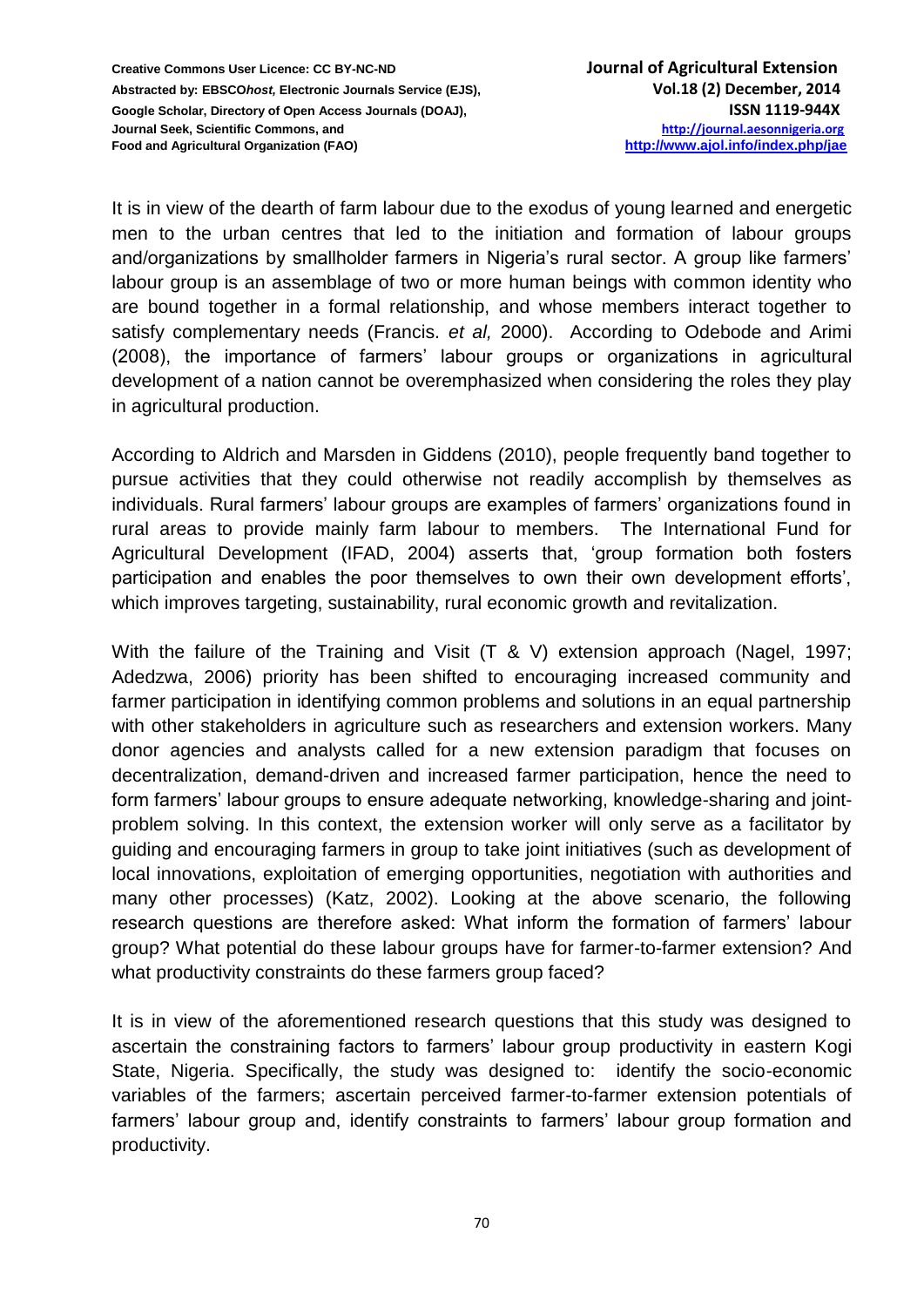It is in view of the dearth of farm labour due to the exodus of young learned and energetic men to the urban centres that led to the initiation and formation of labour groups and/organizations by smallholder farmers in Nigeria's rural sector. A group like farmers' labour group is an assemblage of two or more human beings with common identity who are bound together in a formal relationship, and whose members interact together to satisfy complementary needs (Francis. *et al,* 2000). According to Odebode and Arimi (2008), the importance of farmers' labour groups or organizations in agricultural development of a nation cannot be overemphasized when considering the roles they play in agricultural production.

According to Aldrich and Marsden in Giddens (2010), people frequently band together to pursue activities that they could otherwise not readily accomplish by themselves as individuals. Rural farmers' labour groups are examples of farmers' organizations found in rural areas to provide mainly farm labour to members. The International Fund for Agricultural Development (IFAD, 2004) asserts that, 'group formation both fosters participation and enables the poor themselves to own their own development efforts', which improves targeting, sustainability, rural economic growth and revitalization.

With the failure of the Training and Visit (T & V) extension approach (Nagel, 1997; Adedzwa, 2006) priority has been shifted to encouraging increased community and farmer participation in identifying common problems and solutions in an equal partnership with other stakeholders in agriculture such as researchers and extension workers. Many donor agencies and analysts called for a new extension paradigm that focuses on decentralization, demand-driven and increased farmer participation, hence the need to form farmers' labour groups to ensure adequate networking, knowledge-sharing and joint-problem solving. In this context, the extension worker will only serve as a facilitator by guiding and encouraging farmers in group to take joint initiatives (such as development of local innovations, exploitation of emerging opportunities, negotiation with authorities and many other processes) (Katz, 2002). Looking at the above scenario, the following research questions are therefore asked: What inform the formation of farmers' labour group? What potential do these labour groups have for farmer-to-farmer extension? And what productivity constraints do these farmers group faced?

It is in view of the aforementioned research questions that this study was designed to ascertain the constraining factors to farmers' labour group productivity in eastern Kogi State, Nigeria. Specifically, the study was designed to: identify the socio-economic variables of the farmers; ascertain perceived farmer-to-farmer extension potentials of farmers' labour group and, identify constraints to farmers' labour group formation and productivity.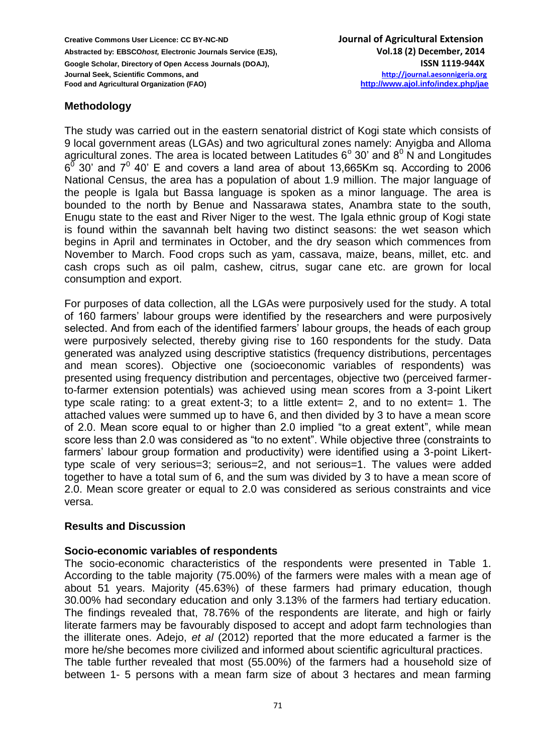## Methodology

The study was carried out in the eastern senatorial district of Kogi state which consists of 9 local government areas (LGAs) and two agricultural zones namely: Anyigba and Alloma agricultural zones. The area is located between Latitudes $6^o$ 30' and $8^0$ N and Longitudes $6^0$ 30' and $7^0$ 40' E and covers a land area of about 13,665Km sq. According to 2006 National Census, the area has a population of about 1.9 million. The major language of the people is Igala but Bassa language is spoken as a minor language. The area is bounded to the north by Benue and Nassarawa states, Anambra state to the south, Enugu state to the east and River Niger to the west. The Igala ethnic group of Kogi state is found within the savannah belt having two distinct seasons: the wet season which begins in April and terminates in October, and the dry season which commences from November to March. Food crops such as yam, cassava, maize, beans, millet, etc. and cash crops such as oil palm, cashew, citrus, sugar cane etc. are grown for local consumption and export.

For purposes of data collection, all the LGAs were purposively used for the study. A total of 160 farmers' labour groups were identified by the researchers and were purposively selected. And from each of the identified farmers' labour groups, the heads of each group were purposively selected, thereby giving rise to 160 respondents for the study. Data generated was analyzed using descriptive statistics (frequency distributions, percentages and mean scores). Objective one (socioeconomic variables of respondents) was presented using frequency distribution and percentages, objective two (perceived farmer-to-farmer extension potentials) was achieved using mean scores from a 3-point Likert type scale rating: to a great extent-3; to a little extent= 2, and to no extent= 1. The attached values were summed up to have 6, and then divided by 3 to have a mean score of 2.0. Mean score equal to or higher than 2.0 implied "to a great extent", while mean score less than 2.0 was considered as "to no extent". While objective three (constraints to farmers' labour group formation and productivity) were identified using a 3-point Likert-type scale of very serious=3; serious=2, and not serious=1. The values were added together to have a total sum of 6, and the sum was divided by 3 to have a mean score of 2.0. Mean score greater or equal to 2.0 was considered as serious constraints and vice versa.

## Results and Discussion

### Socio-economic variables of respondents

The socio-economic characteristics of the respondents were presented in Table 1. According to the table majority (75.00%) of the farmers were males with a mean age of about 51 years. Majority (45.63%) of these farmers had primary education, though 30.00% had secondary education and only 3.13% of the farmers had tertiary education. The findings revealed that, 78.76% of the respondents are literate, and high or fairly literate farmers may be favourably disposed to accept and adopt farm technologies than the illiterate ones. Adejo, *et al* (2012) reported that the more educated a farmer is the more he/she becomes more civilized and informed about scientific agricultural practices.
The table further revealed that most (55.00%) of the farmers had a household size of between 1- 5 persons with a mean farm size of about 3 hectares and mean farming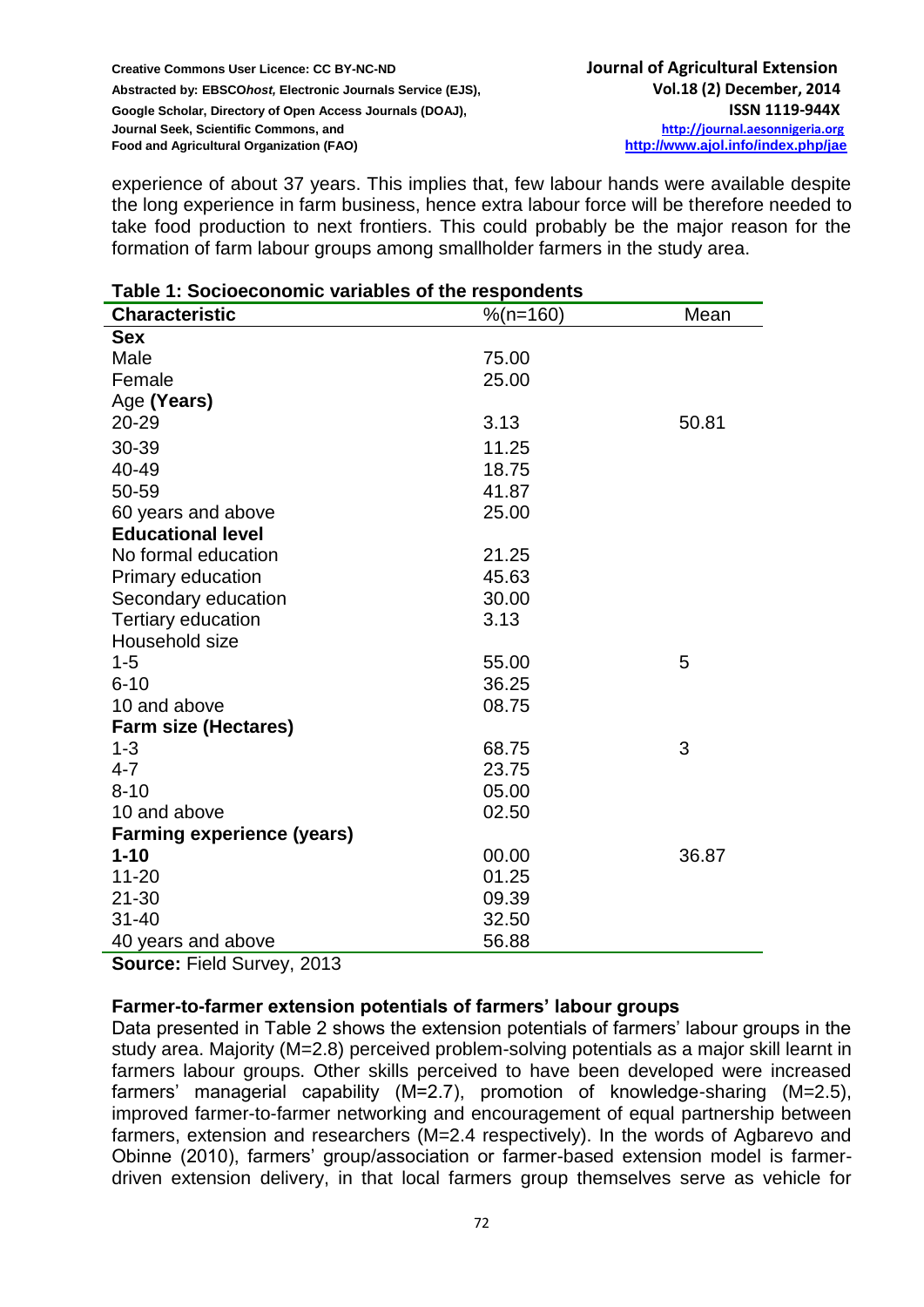experience of about 37 years. This implies that, few labour hands were available despite the long experience in farm business, hence extra labour force will be therefore needed to take food production to next frontiers. This could probably be the major reason for the formation of farm labour groups among smallholder farmers in the study area.

**Table 1: Socioeconomic variables of the respondents**

| Characteristic | %(n=160) | Mean |
|---|---|---|
| **Sex** | | |
| Male | 75.00 | |
| Female | 25.00 | |
| Age **(Years)** | | |
| 20-29 | 3.13 | 50.81 |
| 30-39 | 11.25 | |
| 40-49 | 18.75 | |
| 50-59 | 41.87 | |
| 60 years and above | 25.00 | |
| **Educational level** | | |
| No formal education | 21.25 | |
| Primary education | 45.63 | |
| Secondary education | 30.00 | |
| Tertiary education | 3.13 | |
| Household size | | |
| 1-5 | 55.00 | 5 |
| 6-10 | 36.25 | |
| 10 and above | 08.75 | |
| **Farm size (Hectares)** | | |
| 1-3 | 68.75 | 3 |
| 4-7 | 23.75 | |
| 8-10 | 05.00 | |
| 10 and above | 02.50 | |
| **Farming experience (years)** | | |
| **1-10** | 00.00 | 36.87 |
| 11-20 | 01.25 | |
| 21-30 | 09.39 | |
| 31-40 | 32.50 | |
| 40 years and above | 56.88 | |

**Source:** Field Survey, 2013

**Farmer-to-farmer extension potentials of farmers' labour groups**

Data presented in Table 2 shows the extension potentials of farmers' labour groups in the study area. Majority (M=2.8) perceived problem-solving potentials as a major skill learnt in farmers labour groups. Other skills perceived to have been developed were increased farmers' managerial capability (M=2.7), promotion of knowledge-sharing (M=2.5), improved farmer-to-farmer networking and encouragement of equal partnership between farmers, extension and researchers (M=2.4 respectively). In the words of Agbarevo and Obinne (2010), farmers' group/association or farmer-based extension model is farmer-driven extension delivery, in that local farmers group themselves serve as vehicle for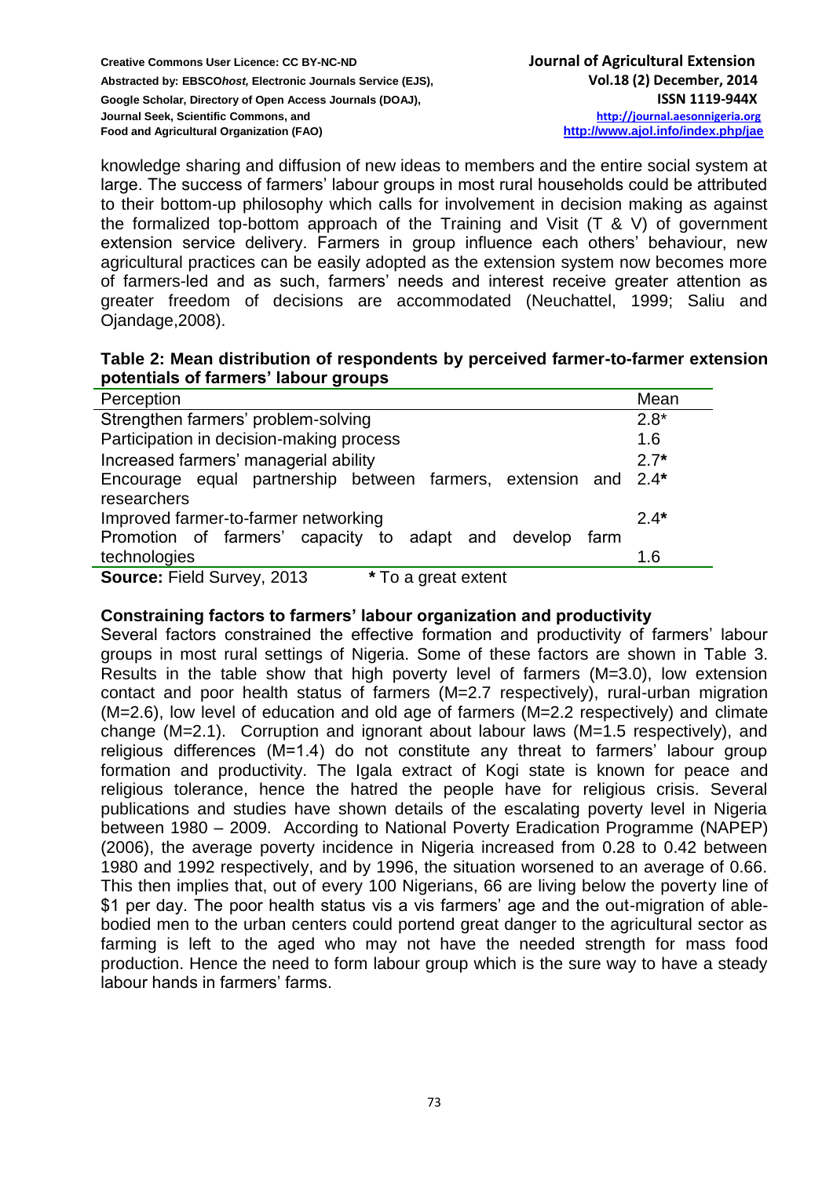knowledge sharing and diffusion of new ideas to members and the entire social system at large. The success of farmers' labour groups in most rural households could be attributed to their bottom-up philosophy which calls for involvement in decision making as against the formalized top-bottom approach of the Training and Visit (T & V) of government extension service delivery. Farmers in group influence each others' behaviour, new agricultural practices can be easily adopted as the extension system now becomes more of farmers-led and as such, farmers' needs and interest receive greater attention as greater freedom of decisions are accommodated (Neuchattel, 1999; Saliu and Ojandage,2008).

**Table 2: Mean distribution of respondents by perceived farmer-to-farmer extension potentials of farmers' labour groups**

| Perception | Mean |
|---|---|
| Strengthen farmers' problem-solving | 2.8* |
| Participation in decision-making process | 1.6 |
| Increased farmers' managerial ability | 2.7* |
| Encourage equal partnership between farmers, extension and researchers | 2.4* |
| Improved farmer-to-farmer networking | 2.4* |
| Promotion of farmers' capacity to adapt and develop farm technologies | 1.6 |

**Source:** Field Survey, 2013 &nbsp;&nbsp;&nbsp;&nbsp; * To a great extent

**Constraining factors to farmers' labour organization and productivity**

Several factors constrained the effective formation and productivity of farmers' labour groups in most rural settings of Nigeria. Some of these factors are shown in Table 3. Results in the table show that high poverty level of farmers (M=3.0), low extension contact and poor health status of farmers (M=2.7 respectively), rural-urban migration (M=2.6), low level of education and old age of farmers (M=2.2 respectively) and climate change (M=2.1). Corruption and ignorant about labour laws (M=1.5 respectively), and religious differences (M=1.4) do not constitute any threat to farmers' labour group formation and productivity. The Igala extract of Kogi state is known for peace and religious tolerance, hence the hatred the people have for religious crisis. Several publications and studies have shown details of the escalating poverty level in Nigeria between 1980 – 2009. According to National Poverty Eradication Programme (NAPEP) (2006), the average poverty incidence in Nigeria increased from 0.28 to 0.42 between 1980 and 1992 respectively, and by 1996, the situation worsened to an average of 0.66. This then implies that, out of every 100 Nigerians, 66 are living below the poverty line of $1 per day. The poor health status vis a vis farmers' age and the out-migration of able-bodied men to the urban centers could portend great danger to the agricultural sector as farming is left to the aged who may not have the needed strength for mass food production. Hence the need to form labour group which is the sure way to have a steady labour hands in farmers' farms.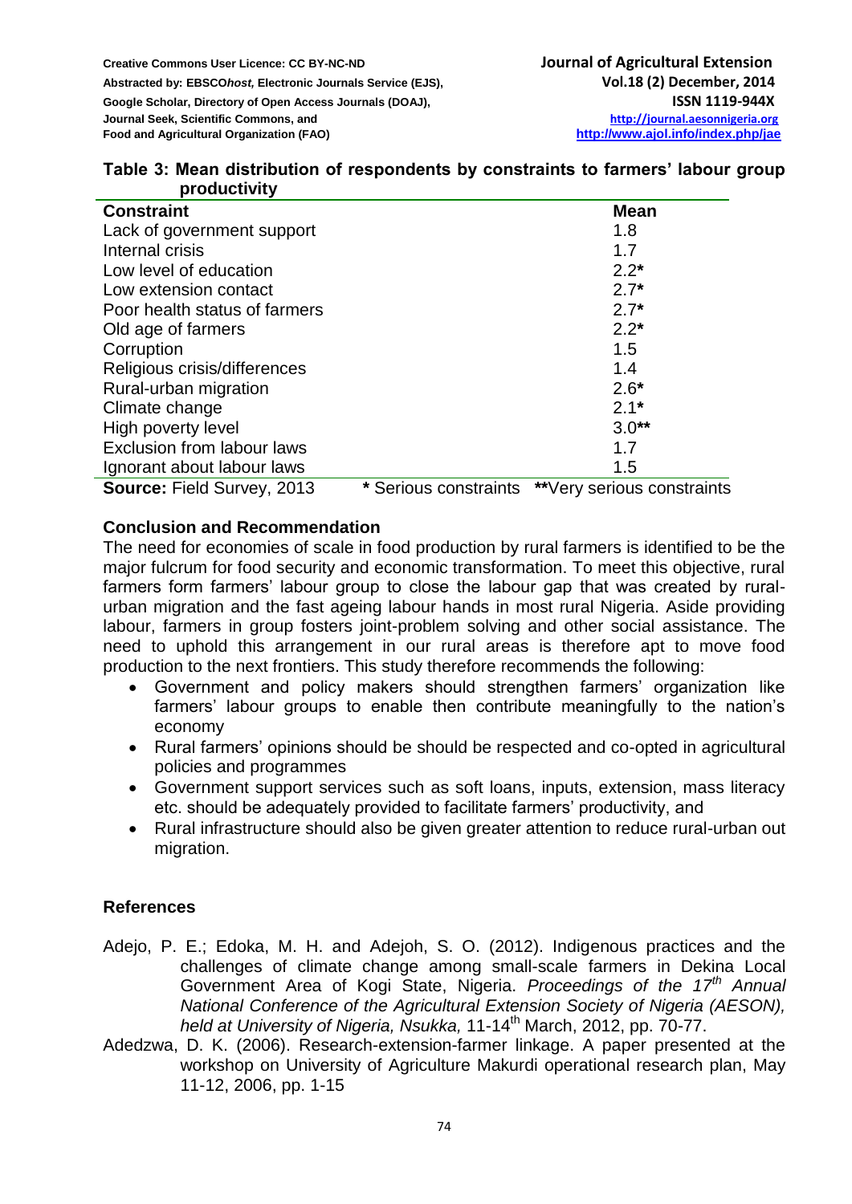**Table 3: Mean distribution of respondents by constraints to farmers' labour group productivity**

| Constraint | Mean |
|---|---|
| Lack of government support | 1.8 |
| Internal crisis | 1.7 |
| Low level of education | 2.2* |
| Low extension contact | 2.7* |
| Poor health status of farmers | 2.7* |
| Old age of farmers | 2.2* |
| Corruption | 1.5 |
| Religious crisis/differences | 1.4 |
| Rural-urban migration | 2.6* |
| Climate change | 2.1* |
| High poverty level | 3.0** |
| Exclusion from labour laws | 1.7 |
| Ignorant about labour laws | 1.5 |

**Source:** Field Survey, 2013 &nbsp;&nbsp;&nbsp; * Serious constraints &nbsp;&nbsp; **Very serious constraints

## Conclusion and Recommendation

The need for economies of scale in food production by rural farmers is identified to be the major fulcrum for food security and economic transformation. To meet this objective, rural farmers form farmers' labour group to close the labour gap that was created by rural-urban migration and the fast ageing labour hands in most rural Nigeria. Aside providing labour, farmers in group fosters joint-problem solving and other social assistance. The need to uphold this arrangement in our rural areas is therefore apt to move food production to the next frontiers. This study therefore recommends the following:

- Government and policy makers should strengthen farmers' organization like farmers' labour groups to enable then contribute meaningfully to the nation's economy
- Rural farmers' opinions should be should be respected and co-opted in agricultural policies and programmes
- Government support services such as soft loans, inputs, extension, mass literacy etc. should be adequately provided to facilitate farmers' productivity, and
- Rural infrastructure should also be given greater attention to reduce rural-urban out migration.

## References

Adejo, P. E.; Edoka, M. H. and Adejoh, S. O. (2012). Indigenous practices and the challenges of climate change among small-scale farmers in Dekina Local Government Area of Kogi State, Nigeria. *Proceedings of the 17th Annual National Conference of the Agricultural Extension Society of Nigeria (AESON), held at University of Nigeria, Nsukka,* 11-14th March, 2012, pp. 70-77.

Adedzwa, D. K. (2006). Research-extension-farmer linkage. A paper presented at the workshop on University of Agriculture Makurdi operational research plan, May 11-12, 2006, pp. 1-15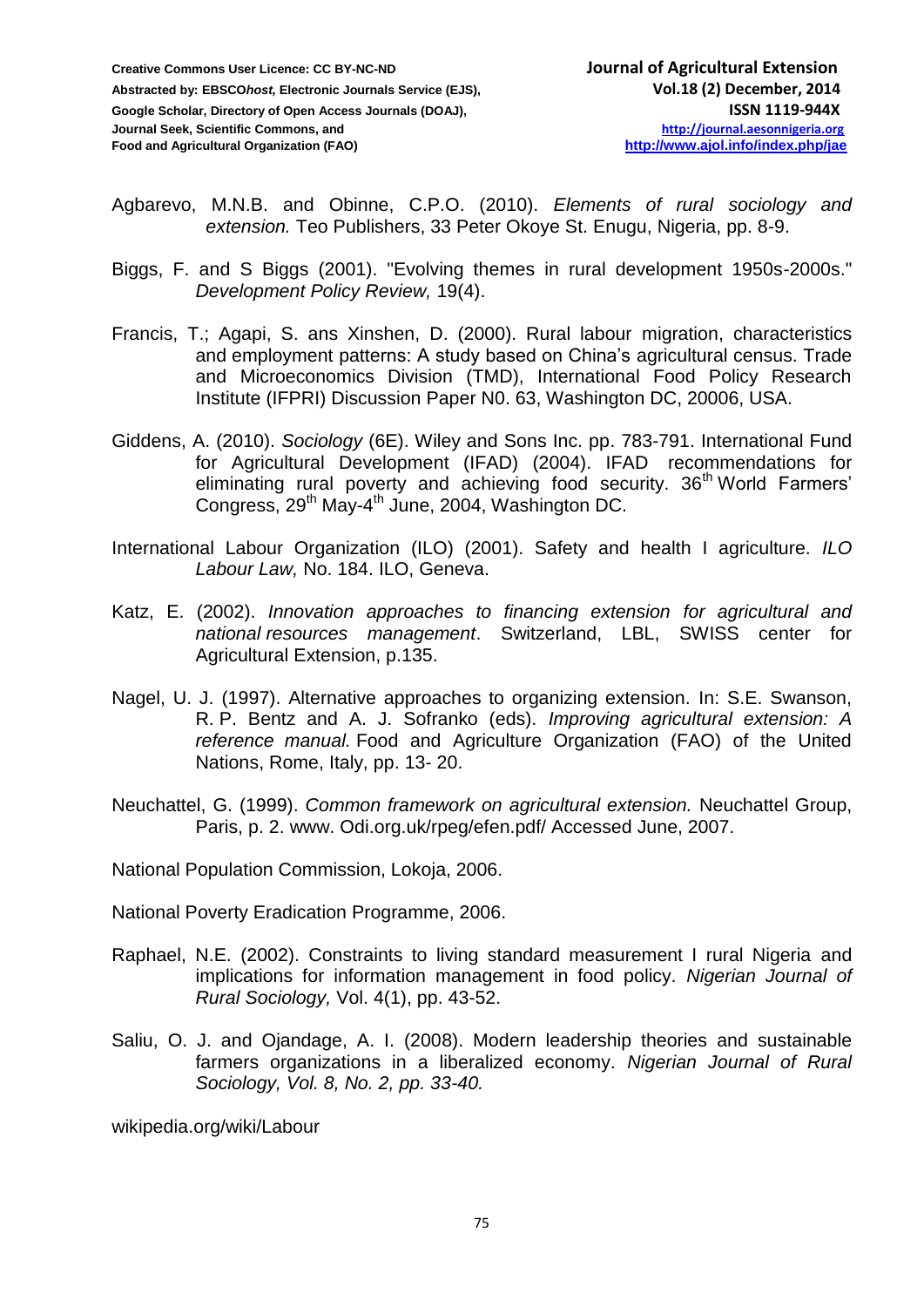Agbarevo, M.N.B. and Obinne, C.P.O. (2010). *Elements of rural sociology and extension.* Teo Publishers, 33 Peter Okoye St. Enugu, Nigeria, pp. 8-9.

Biggs, F. and S Biggs (2001). "Evolving themes in rural development 1950s-2000s." *Development Policy Review,* 19(4).

Francis, T.; Agapi, S. ans Xinshen, D. (2000). Rural labour migration, characteristics and employment patterns: A study based on China's agricultural census. Trade and Microeconomics Division (TMD), International Food Policy Research Institute (IFPRI) Discussion Paper N0. 63, Washington DC, 20006, USA.

Giddens, A. (2010). *Sociology* (6E). Wiley and Sons Inc. pp. 783-791. International Fund for Agricultural Development (IFAD) (2004). IFAD recommendations for eliminating rural poverty and achieving food security. 36th World Farmers' Congress, 29th May-4th June, 2004, Washington DC.

International Labour Organization (ILO) (2001). Safety and health I agriculture. *ILO Labour Law,* No. 184. ILO, Geneva.

Katz, E. (2002). *Innovation approaches to financing extension for agricultural and national resources management*. Switzerland, LBL, SWISS center for Agricultural Extension, p.135.

Nagel, U. J. (1997). Alternative approaches to organizing extension. In: S.E. Swanson, R. P. Bentz and A. J. Sofranko (eds). *Improving agricultural extension: A reference manual.* Food and Agriculture Organization (FAO) of the United Nations, Rome, Italy, pp. 13- 20.

Neuchattel, G. (1999). *Common framework on agricultural extension.* Neuchattel Group, Paris, p. 2. www. Odi.org.uk/rpeg/efen.pdf/ Accessed June, 2007.

National Population Commission, Lokoja, 2006.

National Poverty Eradication Programme, 2006.

Raphael, N.E. (2002). Constraints to living standard measurement I rural Nigeria and implications for information management in food policy. *Nigerian Journal of Rural Sociology,* Vol. 4(1), pp. 43-52.

Saliu, O. J. and Ojandage, A. I. (2008). Modern leadership theories and sustainable farmers organizations in a liberalized economy. *Nigerian Journal of Rural Sociology, Vol. 8, No. 2, pp. 33-40.*

wikipedia.org/wiki/Labour